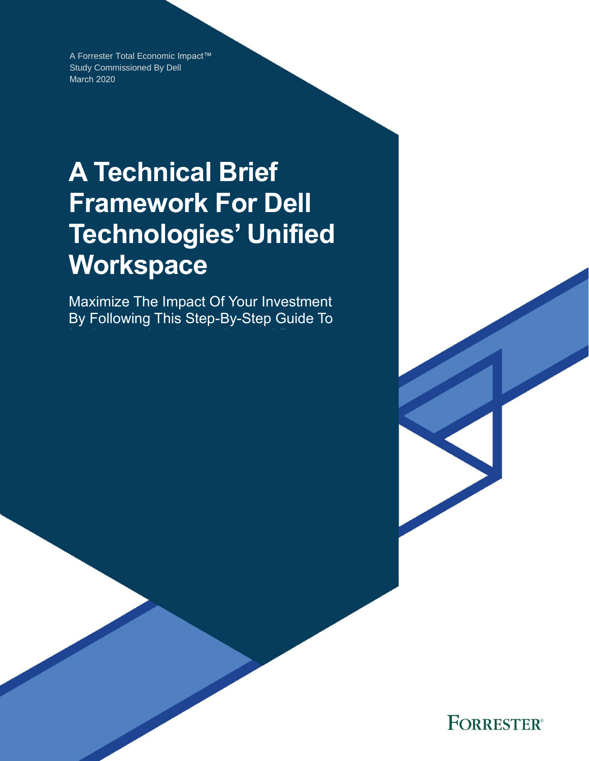A Forrester Total Economic Impact™
Study Commissioned By Dell
March 2020

# A Technical Brief Framework For Dell Technologies' Unified Workspace

Maximize The Impact Of Your Investment By Following This Step-By-Step Guide To

FORRESTER®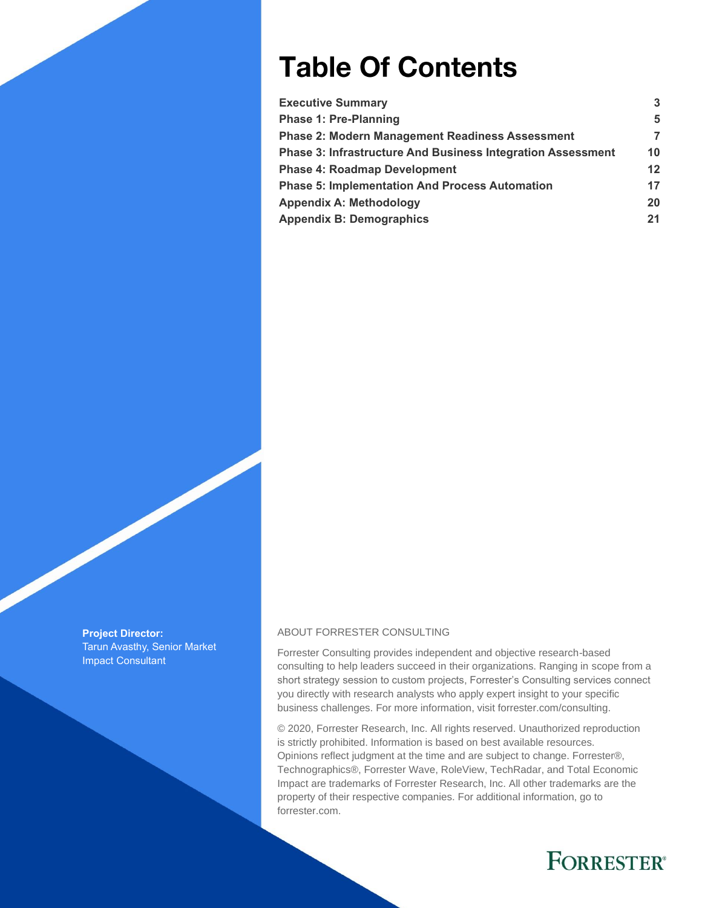# Table Of Contents

| | |
|---|---|
| **Executive Summary** | **3** |
| **Phase 1: Pre-Planning** | **5** |
| **Phase 2: Modern Management Readiness Assessment** | **7** |
| **Phase 3: Infrastructure And Business Integration Assessment** | **10** |
| **Phase 4: Roadmap Development** | **12** |
| **Phase 5: Implementation And Process Automation** | **17** |
| **Appendix A: Methodology** | **20** |
| **Appendix B: Demographics** | **21** |

**Project Director:**
Tarun Avasthy, Senior Market Impact Consultant

ABOUT FORRESTER CONSULTING

Forrester Consulting provides independent and objective research-based consulting to help leaders succeed in their organizations. Ranging in scope from a short strategy session to custom projects, Forrester's Consulting services connect you directly with research analysts who apply expert insight to your specific business challenges. For more information, visit forrester.com/consulting.

© 2020, Forrester Research, Inc. All rights reserved. Unauthorized reproduction is strictly prohibited. Information is based on best available resources. Opinions reflect judgment at the time and are subject to change. Forrester®, Technographics®, Forrester Wave, RoleView, TechRadar, and Total Economic Impact are trademarks of Forrester Research, Inc. All other trademarks are the property of their respective companies. For additional information, go to forrester.com.

FORRESTER®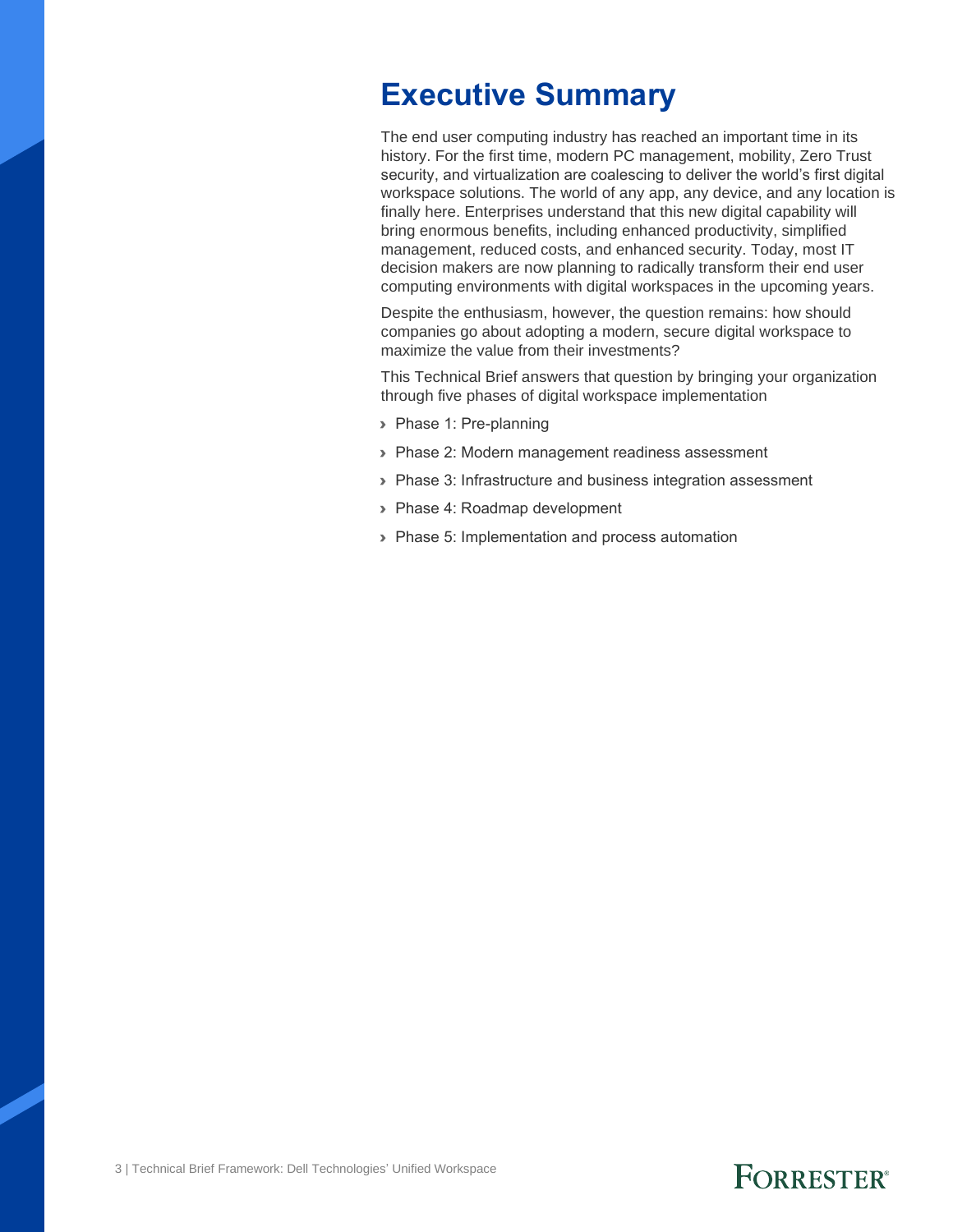# Executive Summary

The end user computing industry has reached an important time in its history. For the first time, modern PC management, mobility, Zero Trust security, and virtualization are coalescing to deliver the world's first digital workspace solutions. The world of any app, any device, and any location is finally here. Enterprises understand that this new digital capability will bring enormous benefits, including enhanced productivity, simplified management, reduced costs, and enhanced security. Today, most IT decision makers are now planning to radically transform their end user computing environments with digital workspaces in the upcoming years.

Despite the enthusiasm, however, the question remains: how should companies go about adopting a modern, secure digital workspace to maximize the value from their investments?

This Technical Brief answers that question by bringing your organization through five phases of digital workspace implementation

- Phase 1: Pre-planning
- Phase 2: Modern management readiness assessment
- Phase 3: Infrastructure and business integration assessment
- Phase 4: Roadmap development
- Phase 5: Implementation and process automation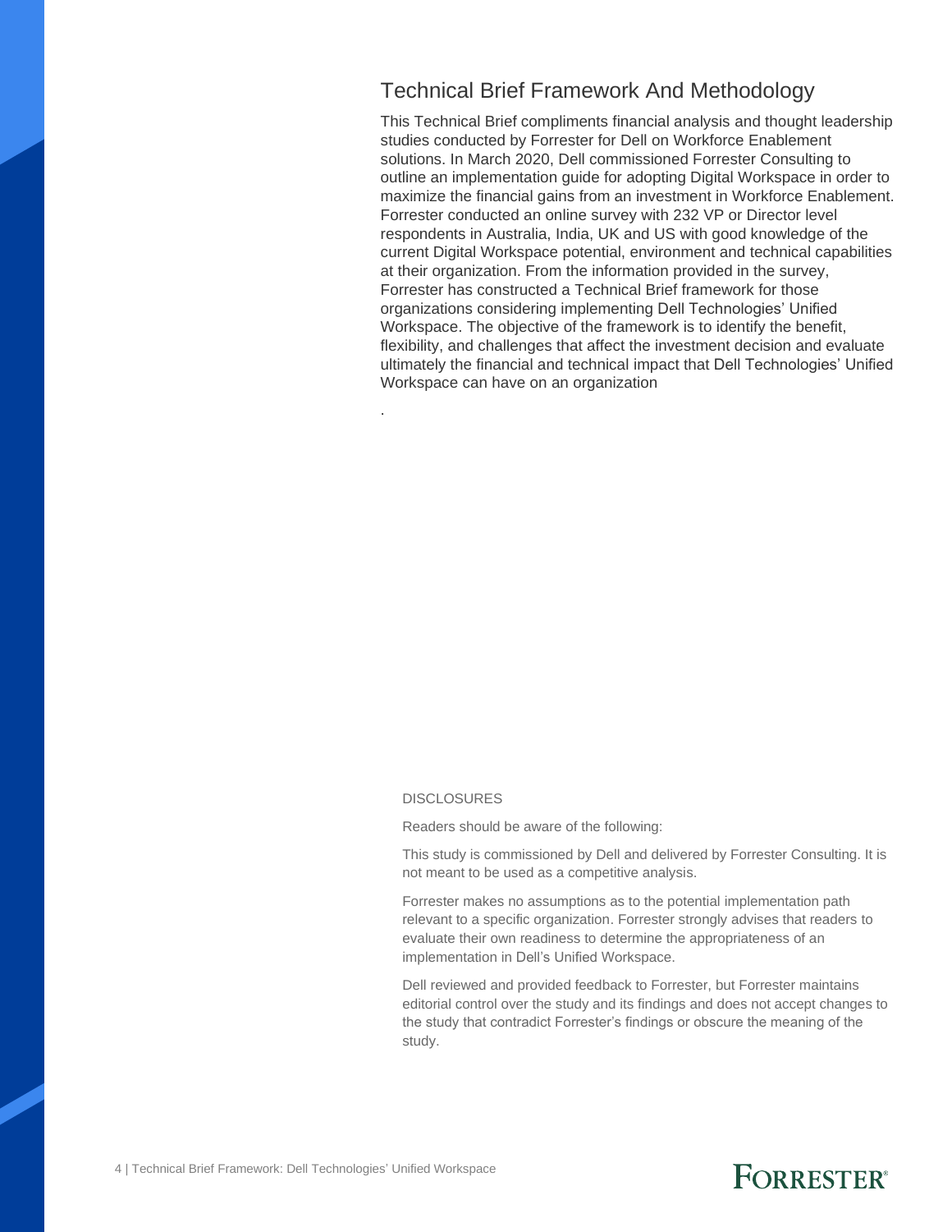## Technical Brief Framework And Methodology

This Technical Brief compliments financial analysis and thought leadership studies conducted by Forrester for Dell on Workforce Enablement solutions. In March 2020, Dell commissioned Forrester Consulting to outline an implementation guide for adopting Digital Workspace in order to maximize the financial gains from an investment in Workforce Enablement. Forrester conducted an online survey with 232 VP or Director level respondents in Australia, India, UK and US with good knowledge of the current Digital Workspace potential, environment and technical capabilities at their organization. From the information provided in the survey, Forrester has constructed a Technical Brief framework for those organizations considering implementing Dell Technologies' Unified Workspace. The objective of the framework is to identify the benefit, flexibility, and challenges that affect the investment decision and evaluate ultimately the financial and technical impact that Dell Technologies' Unified Workspace can have on an organization

.

DISCLOSURES

Readers should be aware of the following:

This study is commissioned by Dell and delivered by Forrester Consulting. It is not meant to be used as a competitive analysis.

Forrester makes no assumptions as to the potential implementation path relevant to a specific organization. Forrester strongly advises that readers to evaluate their own readiness to determine the appropriateness of an implementation in Dell's Unified Workspace.

Dell reviewed and provided feedback to Forrester, but Forrester maintains editorial control over the study and its findings and does not accept changes to the study that contradict Forrester's findings or obscure the meaning of the study.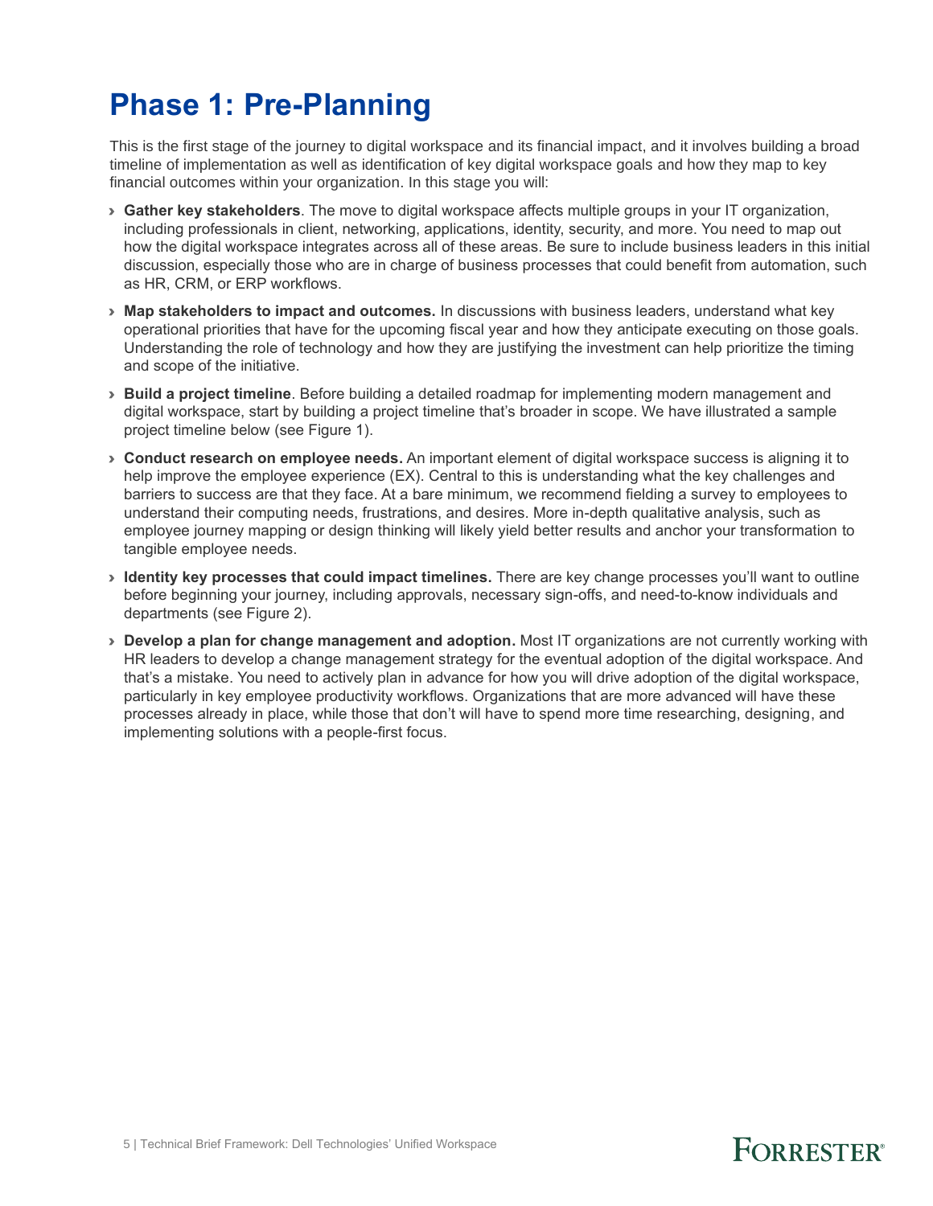# Phase 1: Pre-Planning

This is the first stage of the journey to digital workspace and its financial impact, and it involves building a broad timeline of implementation as well as identification of key digital workspace goals and how they map to key financial outcomes within your organization. In this stage you will:

- **Gather key stakeholders**. The move to digital workspace affects multiple groups in your IT organization, including professionals in client, networking, applications, identity, security, and more. You need to map out how the digital workspace integrates across all of these areas. Be sure to include business leaders in this initial discussion, especially those who are in charge of business processes that could benefit from automation, such as HR, CRM, or ERP workflows.
- **Map stakeholders to impact and outcomes.** In discussions with business leaders, understand what key operational priorities that have for the upcoming fiscal year and how they anticipate executing on those goals. Understanding the role of technology and how they are justifying the investment can help prioritize the timing and scope of the initiative.
- **Build a project timeline**. Before building a detailed roadmap for implementing modern management and digital workspace, start by building a project timeline that's broader in scope. We have illustrated a sample project timeline below (see Figure 1).
- **Conduct research on employee needs.** An important element of digital workspace success is aligning it to help improve the employee experience (EX). Central to this is understanding what the key challenges and barriers to success are that they face. At a bare minimum, we recommend fielding a survey to employees to understand their computing needs, frustrations, and desires. More in-depth qualitative analysis, such as employee journey mapping or design thinking will likely yield better results and anchor your transformation to tangible employee needs.
- **Identity key processes that could impact timelines.** There are key change processes you'll want to outline before beginning your journey, including approvals, necessary sign-offs, and need-to-know individuals and departments (see Figure 2).
- **Develop a plan for change management and adoption.** Most IT organizations are not currently working with HR leaders to develop a change management strategy for the eventual adoption of the digital workspace. And that's a mistake. You need to actively plan in advance for how you will drive adoption of the digital workspace, particularly in key employee productivity workflows. Organizations that are more advanced will have these processes already in place, while those that don't will have to spend more time researching, designing, and implementing solutions with a people-first focus.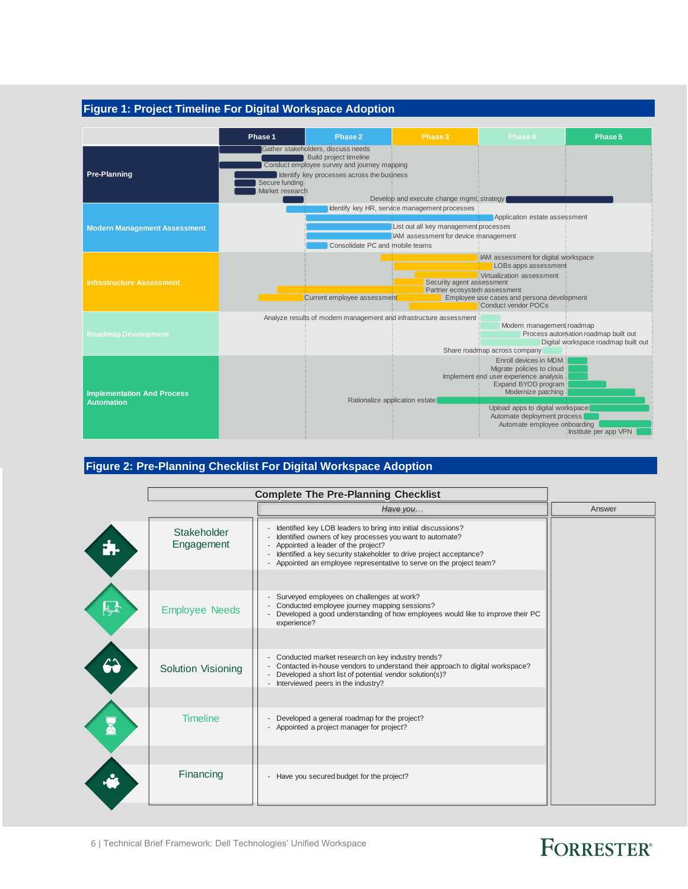## Figure 1: Project Timeline For Digital Workspace Adoption

| | Phase 1 | Phase 2 | Phase 3 | Phase 4 | Phase 5 |
|---|---|---|---|---|---|
| **Pre-Planning** | Gather stakeholders, discuss needs; Build project timeline; Conduct employee survey and journey mapping; Identify key processes across the business; Secure funding; Market research | Develop and execute change mgmt. strategy | | | |
| **Modern Management Assessment** | | Identify key HR, service management processes; Application estate assessment; List out all key management processes; IAM assessment for device management; Consolidate PC and mobile teams | | | |
| **Infrastructure Assessment** | | Current employee assessment | IAM assessment for digital workspace; LOBs apps assessment; Virtualization assessment; Security agent assessment; Partner ecosystem assessment; Employee use cases and persona development; Conduct vendor POCs | | |
| **Roadmap Development** | | | | Analyze results of modern management and infrastructure assessment; Modern management roadmap; Process automation roadmap built out; Digital workspace roadmap built out; Share roadmap across company | |
| **Implementation And Process Automation** | | | Rationalize application estate | | Enroll devices in MDM; Migrate policies to cloud; Implement end user experience analysis; Expand BYOD program; Modernize patching; Upload apps to digital workspace; Automate deployment process; Automate employee onboarding; Institute per app VPN |

## Figure 2: Pre-Planning Checklist For Digital Workspace Adoption

**Complete The Pre-Planning Checklist**

| | *Have you…* | Answer |
|---|---|---|
| Stakeholder Engagement | - Identified key LOB leaders to bring into initial discussions?<br>- Identified owners of key processes you want to automate?<br>- Appointed a leader of the project?<br>- Identified a key security stakeholder to drive project acceptance?<br>- Appointed an employee representative to serve on the project team? | |
| Employee Needs | - Surveyed employees on challenges at work?<br>- Conducted employee journey mapping sessions?<br>- Developed a good understanding of how employees would like to improve their PC experience? | |
| Solution Visioning | - Conducted market research on key industry trends?<br>- Contacted in-house vendors to understand their approach to digital workspace?<br>- Developed a short list of potential vendor solution(s)?<br>- Interviewed peers in the industry? | |
| Timeline | - Developed a general roadmap for the project?<br>- Appointed a project manager for project? | |
| Financing | - Have you secured budget for the project? | |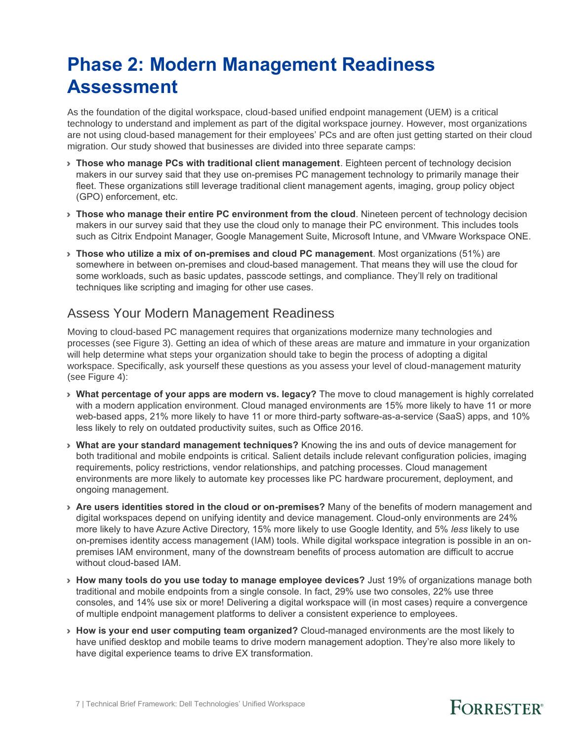# Phase 2: Modern Management Readiness Assessment

As the foundation of the digital workspace, cloud-based unified endpoint management (UEM) is a critical technology to understand and implement as part of the digital workspace journey. However, most organizations are not using cloud-based management for their employees' PCs and are often just getting started on their cloud migration. Our study showed that businesses are divided into three separate camps:

- **Those who manage PCs with traditional client management**. Eighteen percent of technology decision makers in our survey said that they use on-premises PC management technology to primarily manage their fleet. These organizations still leverage traditional client management agents, imaging, group policy object (GPO) enforcement, etc.
- **Those who manage their entire PC environment from the cloud**. Nineteen percent of technology decision makers in our survey said that they use the cloud only to manage their PC environment. This includes tools such as Citrix Endpoint Manager, Google Management Suite, Microsoft Intune, and VMware Workspace ONE.
- **Those who utilize a mix of on-premises and cloud PC management**. Most organizations (51%) are somewhere in between on-premises and cloud-based management. That means they will use the cloud for some workloads, such as basic updates, passcode settings, and compliance. They'll rely on traditional techniques like scripting and imaging for other use cases.

## Assess Your Modern Management Readiness

Moving to cloud-based PC management requires that organizations modernize many technologies and processes (see Figure 3). Getting an idea of which of these areas are mature and immature in your organization will help determine what steps your organization should take to begin the process of adopting a digital workspace. Specifically, ask yourself these questions as you assess your level of cloud-management maturity (see Figure 4):

- **What percentage of your apps are modern vs. legacy?** The move to cloud management is highly correlated with a modern application environment. Cloud managed environments are 15% more likely to have 11 or more web-based apps, 21% more likely to have 11 or more third-party software-as-a-service (SaaS) apps, and 10% less likely to rely on outdated productivity suites, such as Office 2016.
- **What are your standard management techniques?** Knowing the ins and outs of device management for both traditional and mobile endpoints is critical. Salient details include relevant configuration policies, imaging requirements, policy restrictions, vendor relationships, and patching processes. Cloud management environments are more likely to automate key processes like PC hardware procurement, deployment, and ongoing management.
- **Are users identities stored in the cloud or on-premises?** Many of the benefits of modern management and digital workspaces depend on unifying identity and device management. Cloud-only environments are 24% more likely to have Azure Active Directory, 15% more likely to use Google Identity, and 5% *less* likely to use on-premises identity access management (IAM) tools. While digital workspace integration is possible in an on-premises IAM environment, many of the downstream benefits of process automation are difficult to accrue without cloud-based IAM.
- **How many tools do you use today to manage employee devices?** Just 19% of organizations manage both traditional and mobile endpoints from a single console. In fact, 29% use two consoles, 22% use three consoles, and 14% use six or more! Delivering a digital workspace will (in most cases) require a convergence of multiple endpoint management platforms to deliver a consistent experience to employees.
- **How is your end user computing team organized?** Cloud-managed environments are the most likely to have unified desktop and mobile teams to drive modern management adoption. They're also more likely to have digital experience teams to drive EX transformation.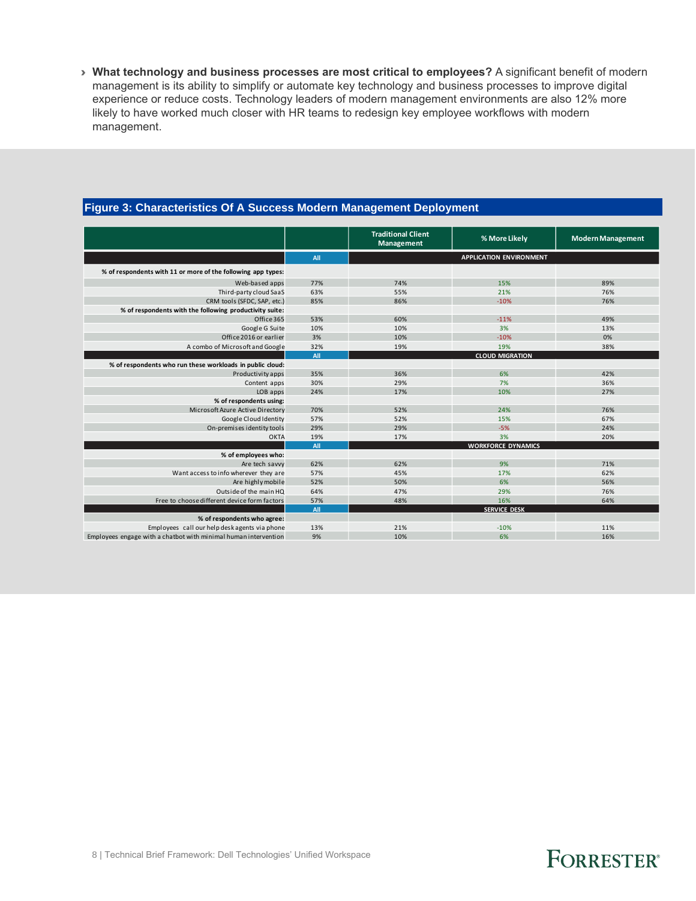- **What technology and business processes are most critical to employees?** A significant benefit of modern management is its ability to simplify or automate key technology and business processes to improve digital experience or reduce costs. Technology leaders of modern management environments are also 12% more likely to have worked much closer with HR teams to redesign key employee workflows with modern management.

**Figure 3: Characteristics Of A Success Modern Management Deployment**

| | | Traditional Client Management | % More Likely | Modern Management |
|---|---|---|---|---|
| | **All** | | **APPLICATION ENVIRONMENT** | |
| **% of respondents with 11 or more of the following app types:** | | | | |
| Web-based apps | 77% | 74% | 15% | 89% |
| Third-party cloud SaaS | 63% | 55% | 21% | 76% |
| CRM tools (SFDC, SAP, etc.) | 85% | 86% | -10% | 76% |
| **% of respondents with the following productivity suite:** | | | | |
| Office 365 | 53% | 60% | -11% | 49% |
| Google G Suite | 10% | 10% | 3% | 13% |
| Office 2016 or earlier | 3% | 10% | -10% | 0% |
| A combo of Microsoft and Google | 32% | 19% | 19% | 38% |
| | **All** | | **CLOUD MIGRATION** | |
| **% of respondents who run these workloads in public cloud:** | | | | |
| Productivity apps | 35% | 36% | 6% | 42% |
| Content apps | 30% | 29% | 7% | 36% |
| LOB apps | 24% | 17% | 10% | 27% |
| **% of respondents using:** | | | | |
| Microsoft Azure Active Directory | 70% | 52% | 24% | 76% |
| Google Cloud Identity | 57% | 52% | 15% | 67% |
| On-premises identity tools | 29% | 29% | -5% | 24% |
| OKTA | 19% | 17% | 3% | 20% |
| | **All** | | **WORKFORCE DYNAMICS** | |
| **% of employees who:** | | | | |
| Are tech savvy | 62% | 62% | 9% | 71% |
| Want access to info wherever they are | 57% | 45% | 17% | 62% |
| Are highly mobile | 52% | 50% | 6% | 56% |
| Outside of the main HQ | 64% | 47% | 29% | 76% |
| Free to choose different device form factors | 57% | 48% | 16% | 64% |
| | **All** | | **SERVICE DESK** | |
| **% of respondents who agree:** | | | | |
| Employees call our help desk agents via phone | 13% | 21% | -10% | 11% |
| Employees engage with a chatbot with minimal human intervention | 9% | 10% | 6% | 16% |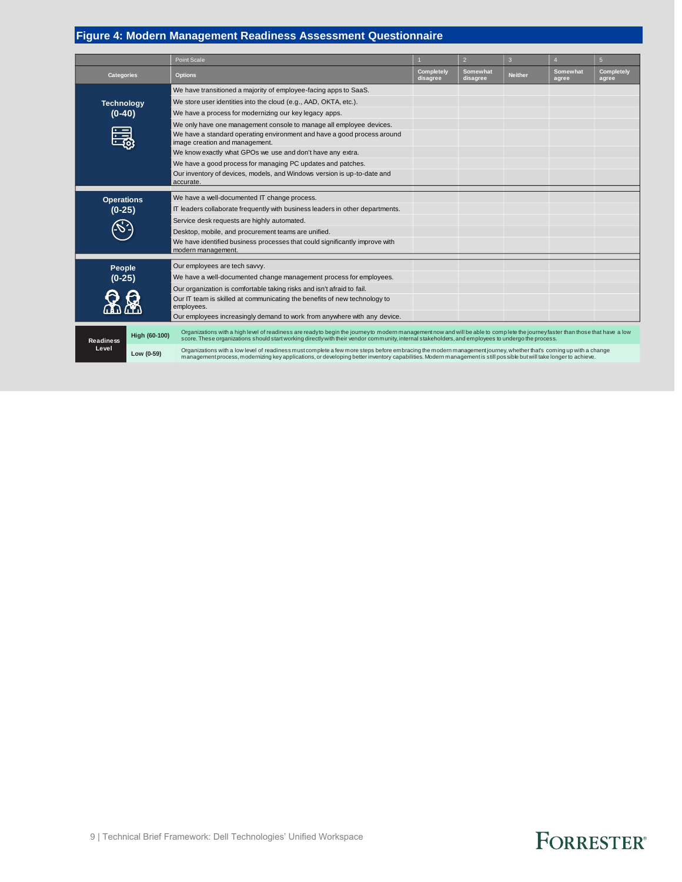## Figure 4: Modern Management Readiness Assessment Questionnaire

| | Point Scale | 1 | 2 | 3 | 4 | 5 |
|---|---|---|---|---|---|---|
| **Categories** | **Options** | **Completely disagree** | **Somewhat disagree** | **Neither** | **Somewhat agree** | **Completely agree** |
| **Technology (0-40)** | We have transitioned a majority of employee-facing apps to SaaS. | | | | | |
| | We store user identities into the cloud (e.g., AAD, OKTA, etc.). | | | | | |
| | We have a process for modernizing our key legacy apps. | | | | | |
| | We only have one management console to manage all employee devices. | | | | | |
| | We have a standard operating environment and have a good process around image creation and management. | | | | | |
| | We know exactly what GPOs we use and don't have any extra. | | | | | |
| | We have a good process for managing PC updates and patches. | | | | | |
| | Our inventory of devices, models, and Windows version is up-to-date and accurate. | | | | | |
| **Operations (0-25)** | We have a well-documented IT change process. | | | | | |
| | IT leaders collaborate frequently with business leaders in other departments. | | | | | |
| | Service desk requests are highly automated. | | | | | |
| | Desktop, mobile, and procurement teams are unified. | | | | | |
| | We have identified business processes that could significantly improve with modern management. | | | | | |
| **People (0-25)** | Our employees are tech savvy. | | | | | |
| | We have a well-documented change management process for employees. | | | | | |
| | Our organization is comfortable taking risks and isn't afraid to fail. | | | | | |
| | Our IT team is skilled at communicating the benefits of new technology to employees. | | | | | |
| | Our employees increasingly demand to work from anywhere with any device. | | | | | |

| Readiness Level | | |
|---|---|---|
| | **High (60-100)** | Organizations with a high level of readiness are ready to begin the journey to modern management now and will be able to complete the journey faster than those that have a low score. These organizations should start working directly with their vendor community, internal stakeholders, and employees to undergo the process. |
| | **Low (0-59)** | Organizations with a low level of readiness must complete a few more steps before embracing the modern management journey, whether that's coming up with a change management process, modernizing key applications, or developing better inventory capabilities. Modern management is still possible but will take longer to achieve. |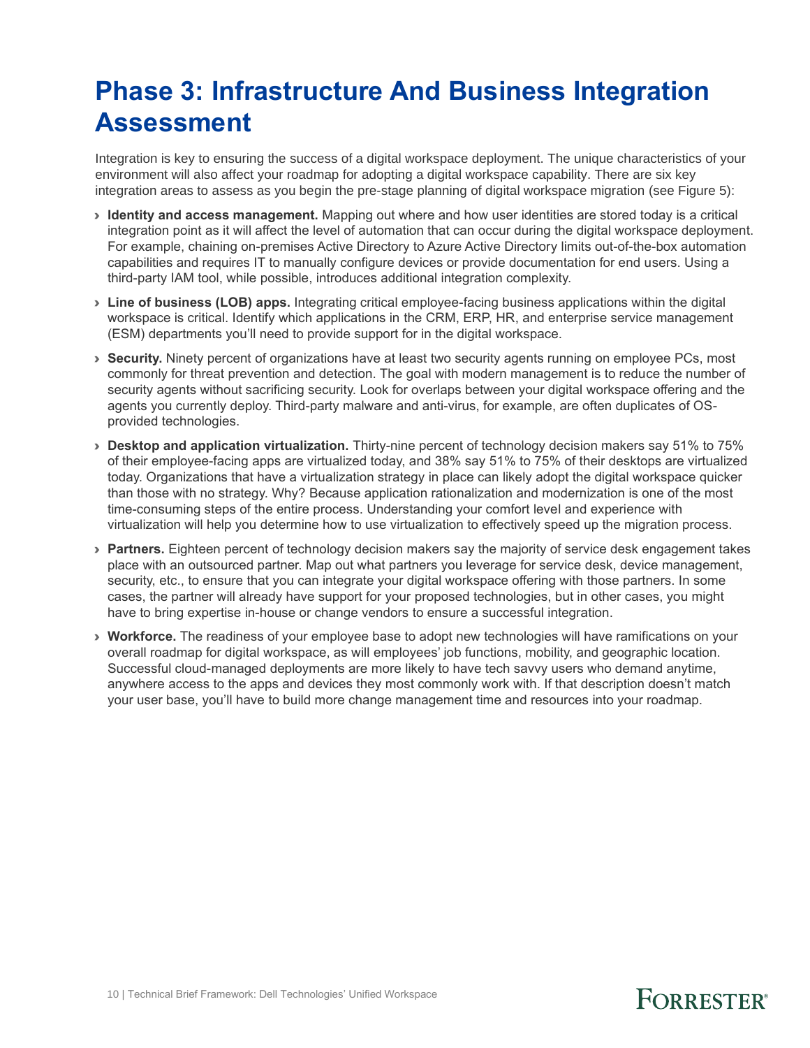# Phase 3: Infrastructure And Business Integration Assessment

Integration is key to ensuring the success of a digital workspace deployment. The unique characteristics of your environment will also affect your roadmap for adopting a digital workspace capability. There are six key integration areas to assess as you begin the pre-stage planning of digital workspace migration (see Figure 5):

- **Identity and access management.** Mapping out where and how user identities are stored today is a critical integration point as it will affect the level of automation that can occur during the digital workspace deployment. For example, chaining on-premises Active Directory to Azure Active Directory limits out-of-the-box automation capabilities and requires IT to manually configure devices or provide documentation for end users. Using a third-party IAM tool, while possible, introduces additional integration complexity.
- **Line of business (LOB) apps.** Integrating critical employee-facing business applications within the digital workspace is critical. Identify which applications in the CRM, ERP, HR, and enterprise service management (ESM) departments you'll need to provide support for in the digital workspace.
- **Security.** Ninety percent of organizations have at least two security agents running on employee PCs, most commonly for threat prevention and detection. The goal with modern management is to reduce the number of security agents without sacrificing security. Look for overlaps between your digital workspace offering and the agents you currently deploy. Third-party malware and anti-virus, for example, are often duplicates of OS-provided technologies.
- **Desktop and application virtualization.** Thirty-nine percent of technology decision makers say 51% to 75% of their employee-facing apps are virtualized today, and 38% say 51% to 75% of their desktops are virtualized today. Organizations that have a virtualization strategy in place can likely adopt the digital workspace quicker than those with no strategy. Why? Because application rationalization and modernization is one of the most time-consuming steps of the entire process. Understanding your comfort level and experience with virtualization will help you determine how to use virtualization to effectively speed up the migration process.
- **Partners.** Eighteen percent of technology decision makers say the majority of service desk engagement takes place with an outsourced partner. Map out what partners you leverage for service desk, device management, security, etc., to ensure that you can integrate your digital workspace offering with those partners. In some cases, the partner will already have support for your proposed technologies, but in other cases, you might have to bring expertise in-house or change vendors to ensure a successful integration.
- **Workforce.** The readiness of your employee base to adopt new technologies will have ramifications on your overall roadmap for digital workspace, as will employees' job functions, mobility, and geographic location. Successful cloud-managed deployments are more likely to have tech savvy users who demand anytime, anywhere access to the apps and devices they most commonly work with. If that description doesn't match your user base, you'll have to build more change management time and resources into your roadmap.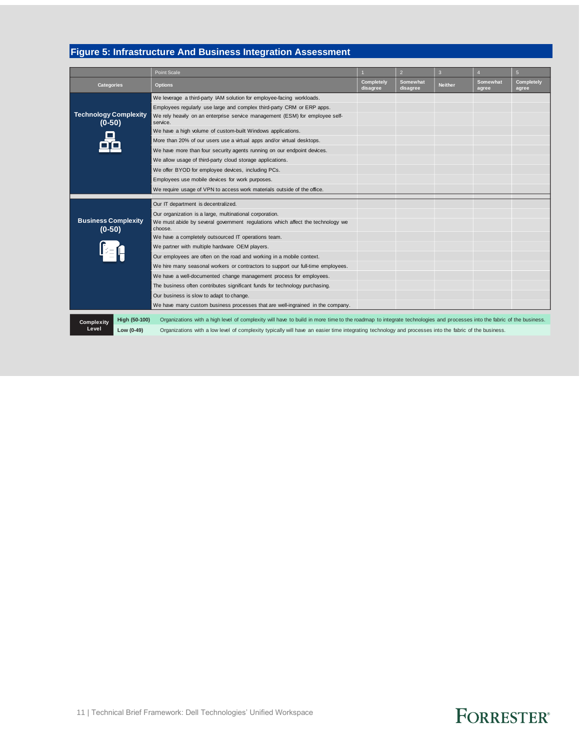## Figure 5: Infrastructure And Business Integration Assessment

| | Point Scale | 1 | 2 | 3 | 4 | 5 |
|---|---|---|---|---|---|---|
| **Categories** | **Options** | **Completely disagree** | **Somewhat disagree** | **Neither** | **Somewhat agree** | **Completely agree** |
| **Technology Complexity (0-50)** | We leverage a third-party IAM solution for employee-facing workloads. | | | | | |
| | Employees regularly use large and complex third-party CRM or ERP apps. | | | | | |
| | We rely heavily on an enterprise service management (ESM) for employee self-service. | | | | | |
| | We have a high volume of custom-built Windows applications. | | | | | |
| | More than 20% of our users use a virtual apps and/or virtual desktops. | | | | | |
| | We have more than four security agents running on our endpoint devices. | | | | | |
| | We allow usage of third-party cloud storage applications. | | | | | |
| | We offer BYOD for employee devices, including PCs. | | | | | |
| | Employees use mobile devices for work purposes. | | | | | |
| | We require usage of VPN to access work materials outside of the office. | | | | | |
| **Business Complexity (0-50)** | Our IT department is decentralized. | | | | | |
| | Our organization is a large, multinational corporation. | | | | | |
| | We must abide by several government regulations which affect the technology we choose. | | | | | |
| | We have a completely outsourced IT operations team. | | | | | |
| | We partner with multiple hardware OEM players. | | | | | |
| | Our employees are often on the road and working in a mobile context. | | | | | |
| | We hire many seasonal workers or contractors to support our full-time employees. | | | | | |
| | We have a well-documented change management process for employees. | | | | | |
| | The business often contributes significant funds for technology purchasing. | | | | | |
| | Our business is slow to adapt to change. | | | | | |
| | We have many custom business processes that are well-ingrained in the company. | | | | | |

| Complexity Level | | |
|---|---|---|
| | **High (50-100)** | Organizations with a high level of complexity will have to build in more time to the roadmap to integrate technologies and processes into the fabric of the business. |
| | **Low (0-49)** | Organizations with a low level of complexity typically will have an easier time integrating technology and processes into the fabric of the business. |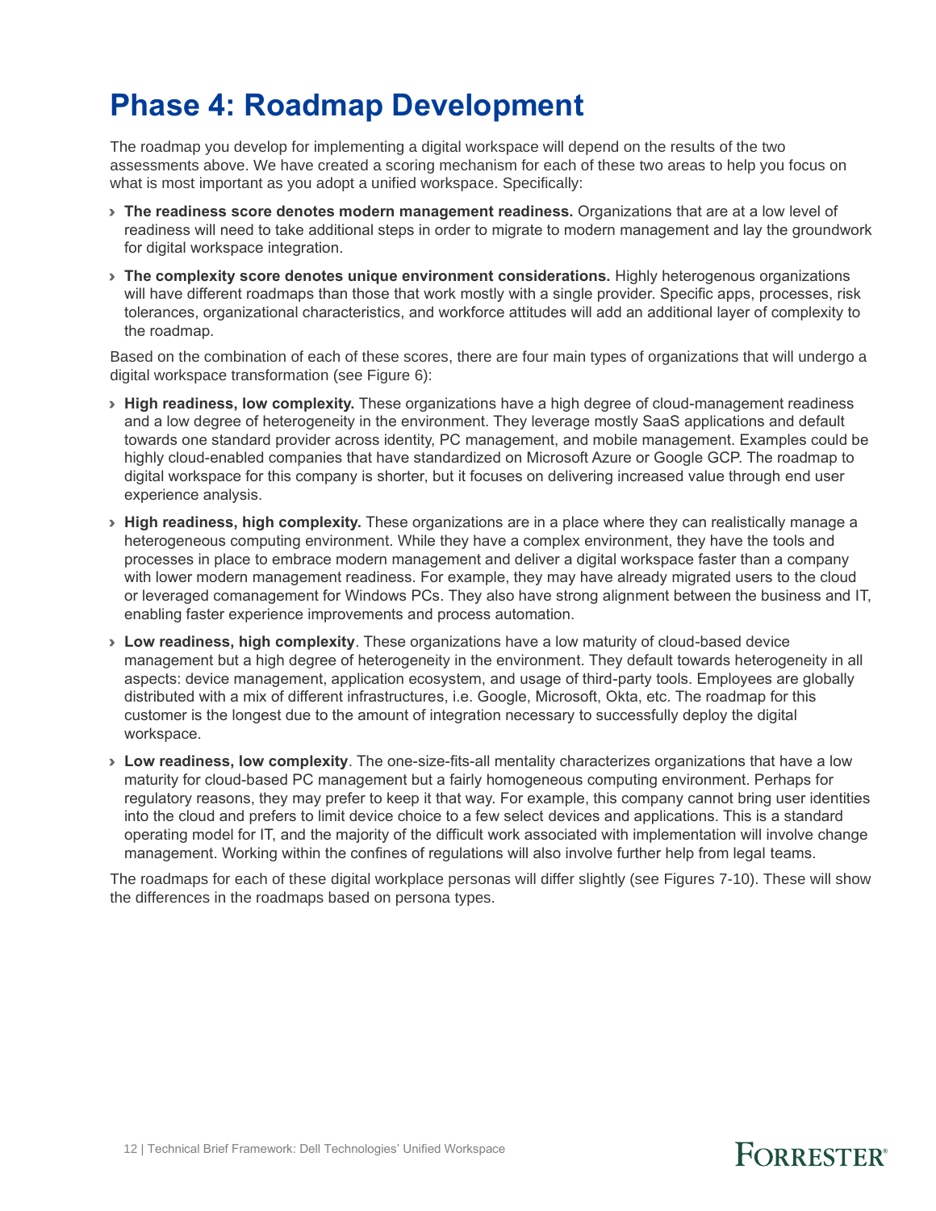# Phase 4: Roadmap Development

The roadmap you develop for implementing a digital workspace will depend on the results of the two assessments above. We have created a scoring mechanism for each of these two areas to help you focus on what is most important as you adopt a unified workspace. Specifically:

- **The readiness score denotes modern management readiness.** Organizations that are at a low level of readiness will need to take additional steps in order to migrate to modern management and lay the groundwork for digital workspace integration.
- **The complexity score denotes unique environment considerations.** Highly heterogenous organizations will have different roadmaps than those that work mostly with a single provider. Specific apps, processes, risk tolerances, organizational characteristics, and workforce attitudes will add an additional layer of complexity to the roadmap.

Based on the combination of each of these scores, there are four main types of organizations that will undergo a digital workspace transformation (see Figure 6):

- **High readiness, low complexity.** These organizations have a high degree of cloud-management readiness and a low degree of heterogeneity in the environment. They leverage mostly SaaS applications and default towards one standard provider across identity, PC management, and mobile management. Examples could be highly cloud-enabled companies that have standardized on Microsoft Azure or Google GCP. The roadmap to digital workspace for this company is shorter, but it focuses on delivering increased value through end user experience analysis.
- **High readiness, high complexity.** These organizations are in a place where they can realistically manage a heterogeneous computing environment. While they have a complex environment, they have the tools and processes in place to embrace modern management and deliver a digital workspace faster than a company with lower modern management readiness. For example, they may have already migrated users to the cloud or leveraged comanagement for Windows PCs. They also have strong alignment between the business and IT, enabling faster experience improvements and process automation.
- **Low readiness, high complexity**. These organizations have a low maturity of cloud-based device management but a high degree of heterogeneity in the environment. They default towards heterogeneity in all aspects: device management, application ecosystem, and usage of third-party tools. Employees are globally distributed with a mix of different infrastructures, i.e. Google, Microsoft, Okta, etc. The roadmap for this customer is the longest due to the amount of integration necessary to successfully deploy the digital workspace.
- **Low readiness, low complexity**. The one-size-fits-all mentality characterizes organizations that have a low maturity for cloud-based PC management but a fairly homogeneous computing environment. Perhaps for regulatory reasons, they may prefer to keep it that way. For example, this company cannot bring user identities into the cloud and prefers to limit device choice to a few select devices and applications. This is a standard operating model for IT, and the majority of the difficult work associated with implementation will involve change management. Working within the confines of regulations will also involve further help from legal teams.

The roadmaps for each of these digital workplace personas will differ slightly (see Figures 7-10). These will show the differences in the roadmaps based on persona types.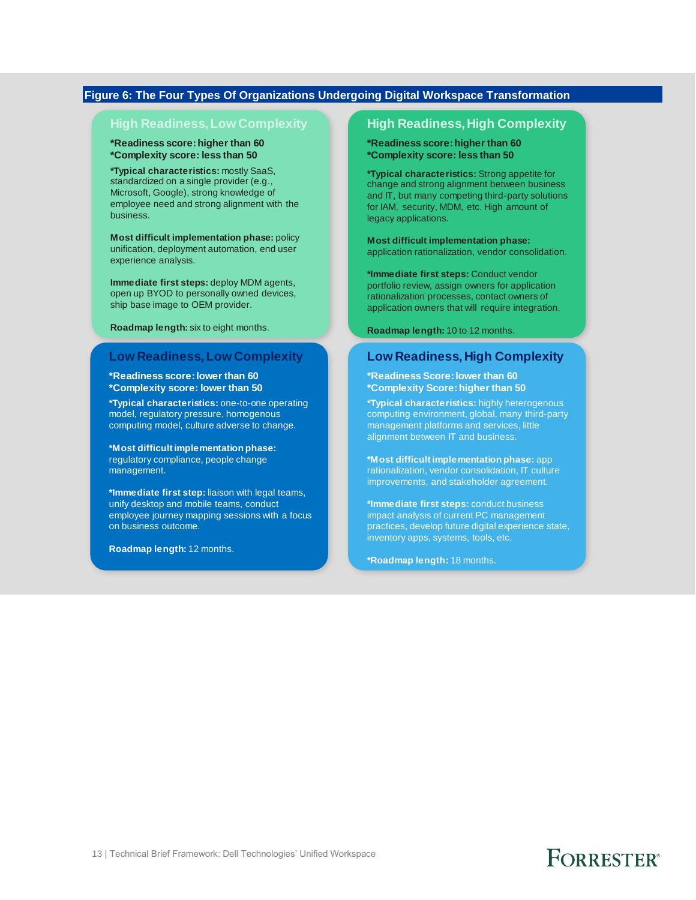**Figure 6: The Four Types Of Organizations Undergoing Digital Workspace Transformation**

### High Readiness, Low Complexity

**\*Readiness score: higher than 60**
**\*Complexity score: less than 50**

**\*Typical characteristics:** mostly SaaS, standardized on a single provider (e.g., Microsoft, Google), strong knowledge of employee need and strong alignment with the business.

**Most difficult implementation phase:** policy unification, deployment automation, end user experience analysis.

**Immediate first steps:** deploy MDM agents, open up BYOD to personally owned devices, ship base image to OEM provider.

**Roadmap length:** six to eight months.

### High Readiness, High Complexity

**\*Readiness score: higher than 60**
**\*Complexity score: less than 50**

**\*Typical characteristics:** Strong appetite for change and strong alignment between business and IT, but many competing third-party solutions for IAM, security, MDM, etc. High amount of legacy applications.

**Most difficult implementation phase:** application rationalization, vendor consolidation.

**\*Immediate first steps:** Conduct vendor portfolio review, assign owners for application rationalization processes, contact owners of application owners that will require integration.

**Roadmap length:** 10 to 12 months.

### Low Readiness, Low Complexity

**\*Readiness score: lower than 60**
**\*Complexity score: lower than 50**

**\*Typical characteristics:** one-to-one operating model, regulatory pressure, homogenous computing model, culture adverse to change.

**\*Most difficult implementation phase:** regulatory compliance, people change management.

**\*Immediate first step:** liaison with legal teams, unify desktop and mobile teams, conduct employee journey mapping sessions with a focus on business outcome.

**Roadmap length:** 12 months.

### Low Readiness, High Complexity

**\*Readiness Score: lower than 60**
**\*Complexity Score: higher than 50**

**\*Typical characteristics:** highly heterogenous computing environment, global, many third-party management platforms and services, little alignment between IT and business.

**\*Most difficult implementation phase:** app rationalization, vendor consolidation, IT culture improvements, and stakeholder agreement.

**\*Immediate first steps:** conduct business impact analysis of current PC management practices, develop future digital experience state, inventory apps, systems, tools, etc.

**\*Roadmap length:** 18 months.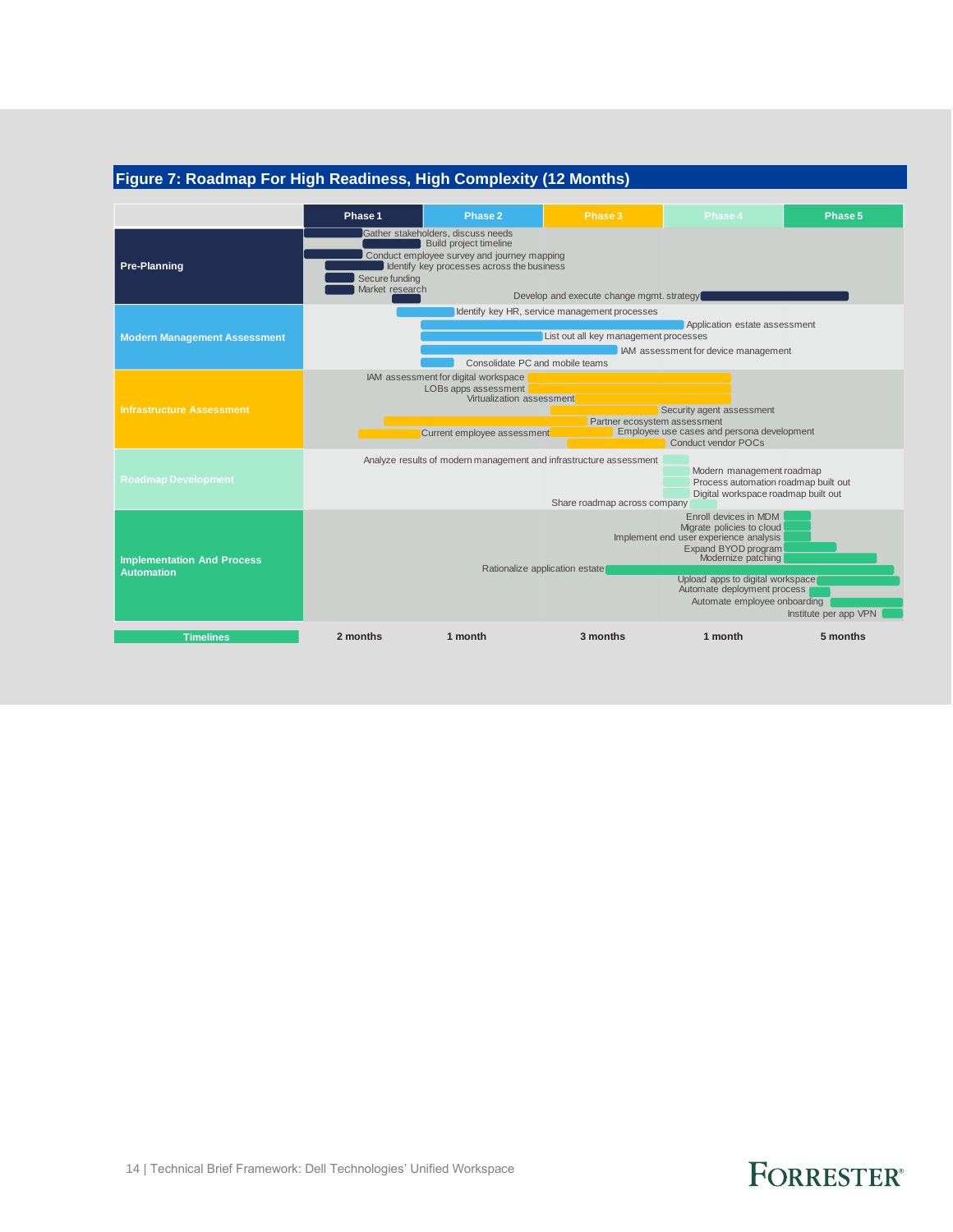## Figure 7: Roadmap For High Readiness, High Complexity (12 Months)

| | Phase 1 | Phase 2 | Phase 3 | Phase 4 | Phase 5 |
|---|---|---|---|---|---|
| **Pre-Planning** | Gather stakeholders, discuss needs; Build project timeline; Conduct employee survey and journey mapping; Identify key processes across the business; Secure funding; Market research | | Develop and execute change mgmt. strategy | | |
| **Modern Management Assessment** | | Identify key HR, service management processes; Application estate assessment; List out all key management processes; IAM assessment for device management; Consolidate PC and mobile teams | | | |
| **Infrastructure Assessment** | Current employee assessment; Partner ecosystem assessment | | IAM assessment for digital workspace; LOBs apps assessment; Virtualization assessment; Security agent assessment; Employee use cases and persona development; Conduct vendor POCs | | |
| **Roadmap Development** | | | | Analyze results of modern management and infrastructure assessment; Modern management roadmap; Process automation roadmap built out; Digital workspace roadmap built out; Share roadmap across company | |
| **Implementation And Process Automation** | | | Rationalize application estate | | Enroll devices in MDM; Migrate policies to cloud; Implement end user experience analysis; Expand BYOD program; Modernize patching; Upload apps to digital workspace; Automate deployment process; Automate employee onboarding; Institute per app VPN |
| **Timelines** | 2 months | 1 month | 3 months | 1 month | 5 months |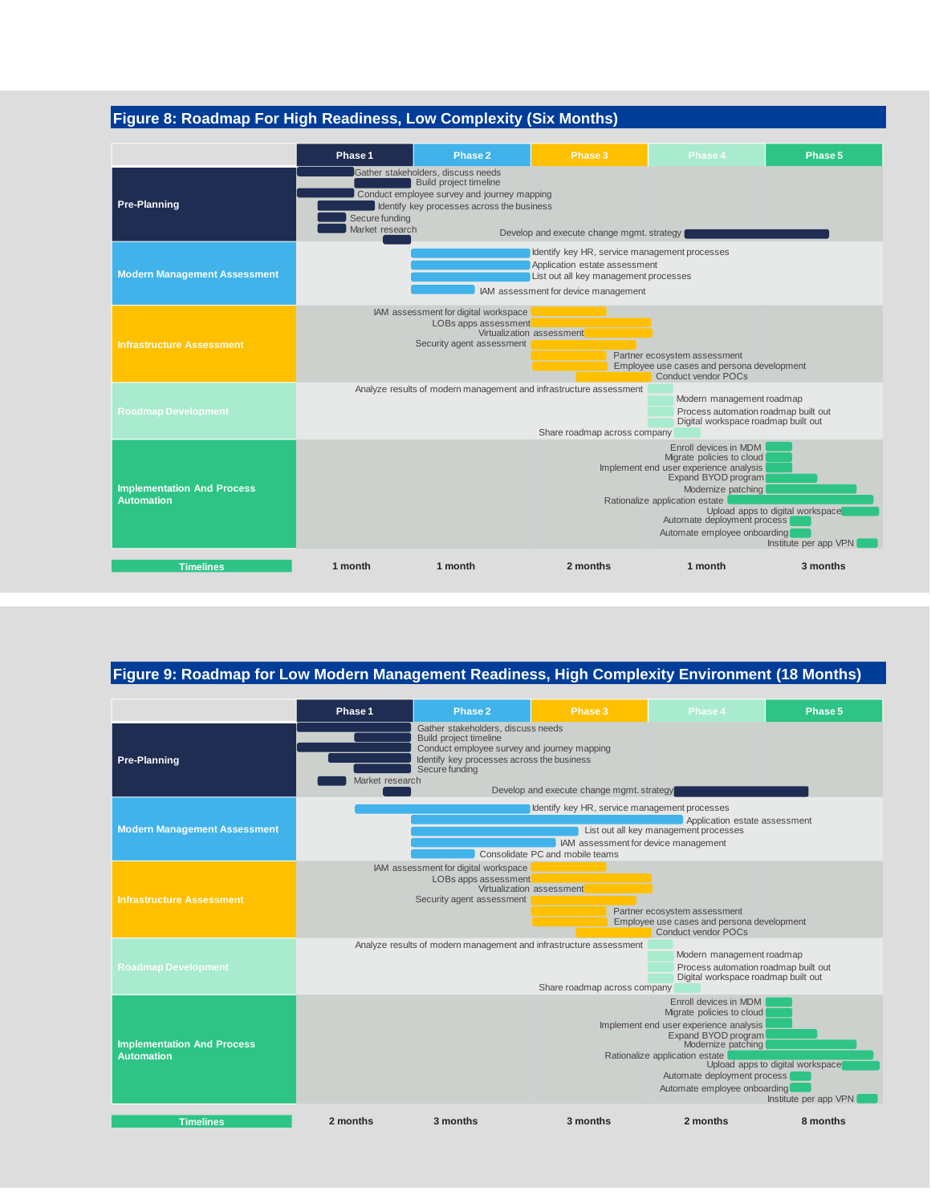## Figure 8: Roadmap For High Readiness, Low Complexity (Six Months)

| | Phase 1 | Phase 2 | Phase 3 | Phase 4 | Phase 5 |
|---|---|---|---|---|---|
| **Pre-Planning** | Gather stakeholders, discuss needs; Build project timeline; Conduct employee survey and journey mapping; Identify key processes across the business; Secure funding; Market research | | Develop and execute change mgmt. strategy | | |
| **Modern Management Assessment** | | Identify key HR, service management processes; Application estate assessment; List out all key management processes; IAM assessment for device management | | | |
| **Infrastructure Assessment** | | | IAM assessment for digital workspace; LOBs apps assessment; Virtualization assessment; Security agent assessment; Partner ecosystem assessment; Employee use cases and persona development; Conduct vendor POCs | | |
| **Roadmap Development** | | | | Analyze results of modern management and infrastructure assessment; Modern management roadmap; Process automation roadmap built out; Digital workspace roadmap built out; Share roadmap across company | |
| **Implementation And Process Automation** | | | | | Enroll devices in MDM; Migrate policies to cloud; Implement end user experience analysis; Expand BYOD program; Modernize patching; Rationalize application estate; Upload apps to digital workspace; Automate deployment process; Automate employee onboarding; Institute per app VPN |
| **Timelines** | 1 month | 1 month | 2 months | 1 month | 3 months |

## Figure 9: Roadmap for Low Modern Management Readiness, High Complexity Environment (18 Months)

| | Phase 1 | Phase 2 | Phase 3 | Phase 4 | Phase 5 |
|---|---|---|---|---|---|
| **Pre-Planning** | Gather stakeholders, discuss needs; Build project timeline; Conduct employee survey and journey mapping; Identify key processes across the business; Secure funding; Market research | | Develop and execute change mgmt. strategy | | |
| **Modern Management Assessment** | | Identify key HR, service management processes; Application estate assessment; List out all key management processes; IAM assessment for device management; Consolidate PC and mobile teams | | | |
| **Infrastructure Assessment** | | | IAM assessment for digital workspace; LOBs apps assessment; Virtualization assessment; Security agent assessment; Partner ecosystem assessment; Employee use cases and persona development; Conduct vendor POCs | | |
| **Roadmap Development** | | | | Analyze results of modern management and infrastructure assessment; Modern management roadmap; Process automation roadmap built out; Digital workspace roadmap built out; Share roadmap across company | |
| **Implementation And Process Automation** | | | | | Enroll devices in MDM; Migrate policies to cloud; Implement end user experience analysis; Expand BYOD program; Modernize patching; Rationalize application estate; Upload apps to digital workspace; Automate deployment process; Automate employee onboarding; Institute per app VPN |
| **Timelines** | 2 months | 3 months | 3 months | 2 months | 8 months |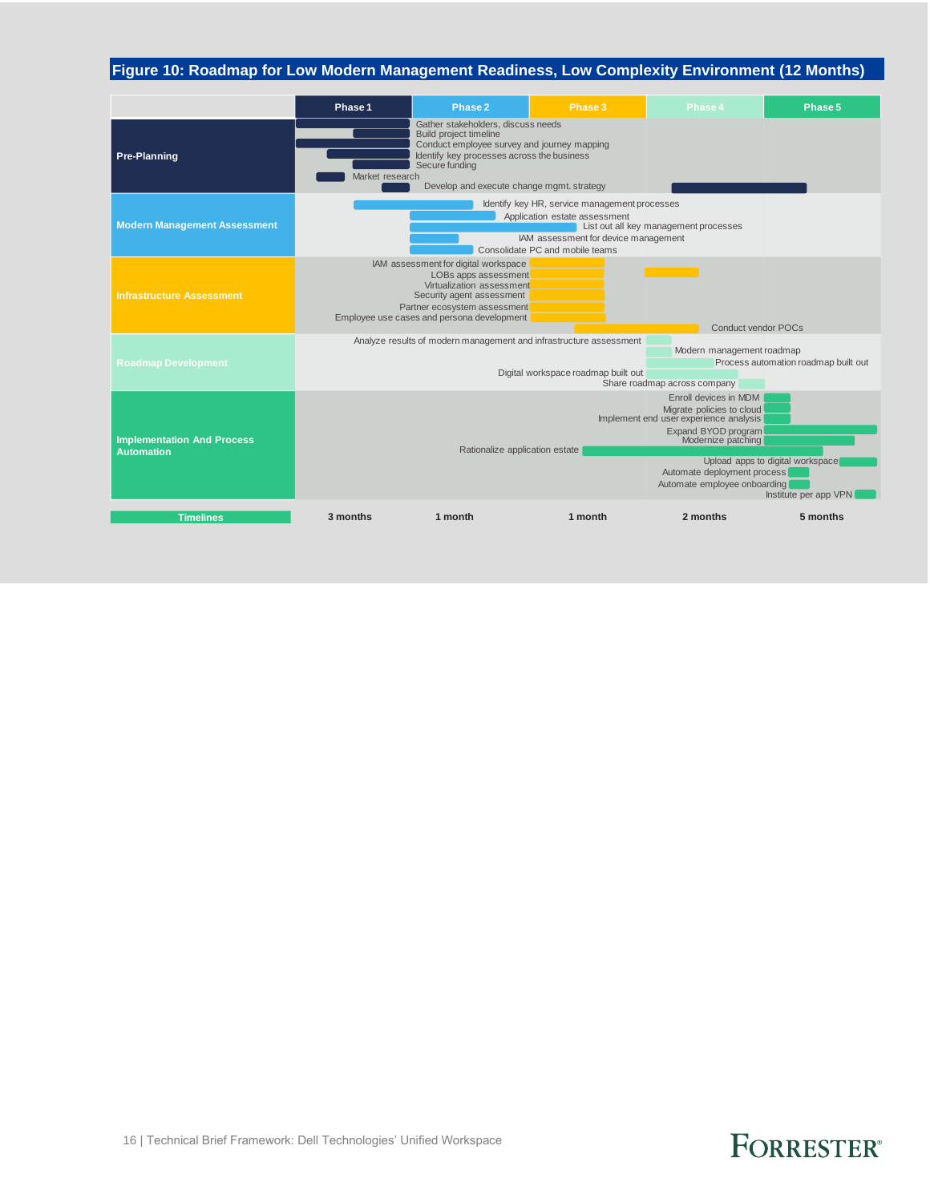**Figure 10: Roadmap for Low Modern Management Readiness, Low Complexity Environment (12 Months)**

| | Phase 1 | Phase 2 | Phase 3 | Phase 4 | Phase 5 |
|---|---|---|---|---|---|
| **Pre-Planning** | Gather stakeholders, discuss needs; Build project timeline; Conduct employee survey and journey mapping; Identify key processes across the business; Secure funding; Market research; Develop and execute change mgmt. strategy | | | Develop and execute change mgmt. strategy | Develop and execute change mgmt. strategy |
| **Modern Management Assessment** | Identify key HR, service management processes | Identify key HR, service management processes; Application estate assessment; List out all key management processes; IAM assessment for device management; Consolidate PC and mobile teams | List out all key management processes | | |
| **Infrastructure Assessment** | | | IAM assessment for digital workspace; LOBs apps assessment; Virtualization assessment; Security agent assessment; Partner ecosystem assessment; Employee use cases and persona development; Conduct vendor POCs | Conduct vendor POCs | |
| **Roadmap Development** | | | | Analyze results of modern management and infrastructure assessment; Modern management roadmap; Process automation roadmap built out; Digital workspace roadmap built out; Share roadmap across company | Share roadmap across company |
| **Implementation And Process Automation** | | | Rationalize application estate | Rationalize application estate | Enroll devices in MDM; Migrate policies to cloud; Implement end user experience analysis; Expand BYOD program; Modernize patching; Rationalize application estate; Upload apps to digital workspace; Automate deployment process; Automate employee onboarding; Institute per app VPN |
| **Timelines** | 3 months | 1 month | 1 month | 2 months | 5 months |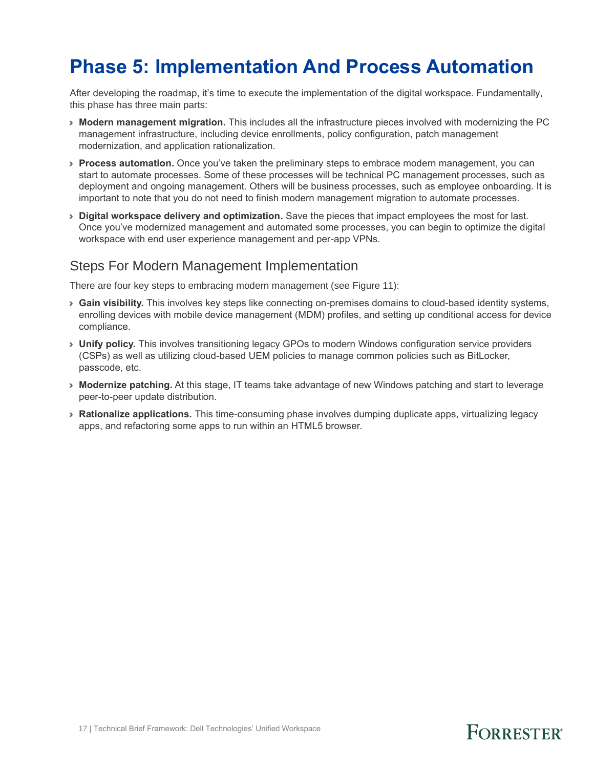# Phase 5: Implementation And Process Automation

After developing the roadmap, it's time to execute the implementation of the digital workspace. Fundamentally, this phase has three main parts:

- **Modern management migration.** This includes all the infrastructure pieces involved with modernizing the PC management infrastructure, including device enrollments, policy configuration, patch management modernization, and application rationalization.
- **Process automation.** Once you've taken the preliminary steps to embrace modern management, you can start to automate processes. Some of these processes will be technical PC management processes, such as deployment and ongoing management. Others will be business processes, such as employee onboarding. It is important to note that you do not need to finish modern management migration to automate processes.
- **Digital workspace delivery and optimization.** Save the pieces that impact employees the most for last. Once you've modernized management and automated some processes, you can begin to optimize the digital workspace with end user experience management and per-app VPNs.

## Steps For Modern Management Implementation

There are four key steps to embracing modern management (see Figure 11):

- **Gain visibility.** This involves key steps like connecting on-premises domains to cloud-based identity systems, enrolling devices with mobile device management (MDM) profiles, and setting up conditional access for device compliance.
- **Unify policy.** This involves transitioning legacy GPOs to modern Windows configuration service providers (CSPs) as well as utilizing cloud-based UEM policies to manage common policies such as BitLocker, passcode, etc.
- **Modernize patching.** At this stage, IT teams take advantage of new Windows patching and start to leverage peer-to-peer update distribution.
- **Rationalize applications.** This time-consuming phase involves dumping duplicate apps, virtualizing legacy apps, and refactoring some apps to run within an HTML5 browser.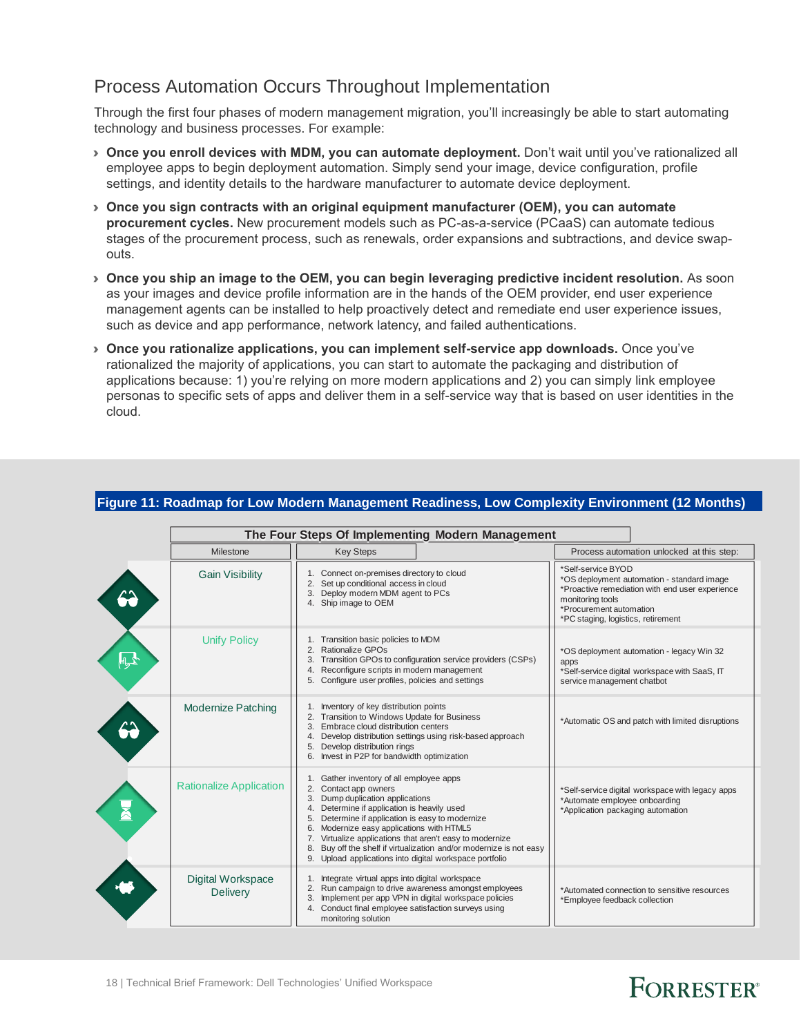## Process Automation Occurs Throughout Implementation

Through the first four phases of modern management migration, you'll increasingly be able to start automating technology and business processes. For example:

- **Once you enroll devices with MDM, you can automate deployment.** Don't wait until you've rationalized all employee apps to begin deployment automation. Simply send your image, device configuration, profile settings, and identity details to the hardware manufacturer to automate device deployment.
- **Once you sign contracts with an original equipment manufacturer (OEM), you can automate procurement cycles.** New procurement models such as PC-as-a-service (PCaaS) can automate tedious stages of the procurement process, such as renewals, order expansions and subtractions, and device swap-outs.
- **Once you ship an image to the OEM, you can begin leveraging predictive incident resolution.** As soon as your images and device profile information are in the hands of the OEM provider, end user experience management agents can be installed to help proactively detect and remediate end user experience issues, such as device and app performance, network latency, and failed authentications.
- **Once you rationalize applications, you can implement self-service app downloads.** Once you've rationalized the majority of applications, you can start to automate the packaging and distribution of applications because: 1) you're relying on more modern applications and 2) you can simply link employee personas to specific sets of apps and deliver them in a self-service way that is based on user identities in the cloud.

**Figure 11: Roadmap for Low Modern Management Readiness, Low Complexity Environment (12 Months)**

**The Four Steps Of Implementing Modern Management**

| Milestone | Key Steps | Process automation unlocked at this step: |
|---|---|---|
| Gain Visibility | 1. Connect on-premises directory to cloud<br>2. Set up conditional access in cloud<br>3. Deploy modern MDM agent to PCs<br>4. Ship image to OEM | *Self-service BYOD<br>*OS deployment automation - standard image<br>*Proactive remediation with end user experience monitoring tools<br>*Procurement automation<br>*PC staging, logistics, retirement |
| Unify Policy | 1. Transition basic policies to MDM<br>2. Rationalize GPOs<br>3. Transition GPOs to configuration service providers (CSPs)<br>4. Reconfigure scripts in modern management<br>5. Configure user profiles, policies and settings | *OS deployment automation - legacy Win 32 apps<br>*Self-service digital workspace with SaaS, IT service management chatbot |
| Modernize Patching | 1. Inventory of key distribution points<br>2. Transition to Windows Update for Business<br>3. Embrace cloud distribution centers<br>4. Develop distribution settings using risk-based approach<br>5. Develop distribution rings<br>6. Invest in P2P for bandwidth optimization | *Automatic OS and patch with limited disruptions |
| Rationalize Application | 1. Gather inventory of all employee apps<br>2. Contact app owners<br>3. Dump duplication applications<br>4. Determine if application is heavily used<br>5. Determine if application is easy to modernize<br>6. Modernize easy applications with HTML5<br>7. Virtualize applications that aren't easy to modernize<br>8. Buy off the shelf if virtualization and/or modernize is not easy<br>9. Upload applications into digital workspace portfolio | *Self-service digital workspace with legacy apps<br>*Automate employee onboarding<br>*Application packaging automation |
| Digital Workspace Delivery | 1. Integrate virtual apps into digital workspace<br>2. Run campaign to drive awareness amongst employees<br>3. Implement per app VPN in digital workspace policies<br>4. Conduct final employee satisfaction surveys using monitoring solution | *Automated connection to sensitive resources<br>*Employee feedback collection |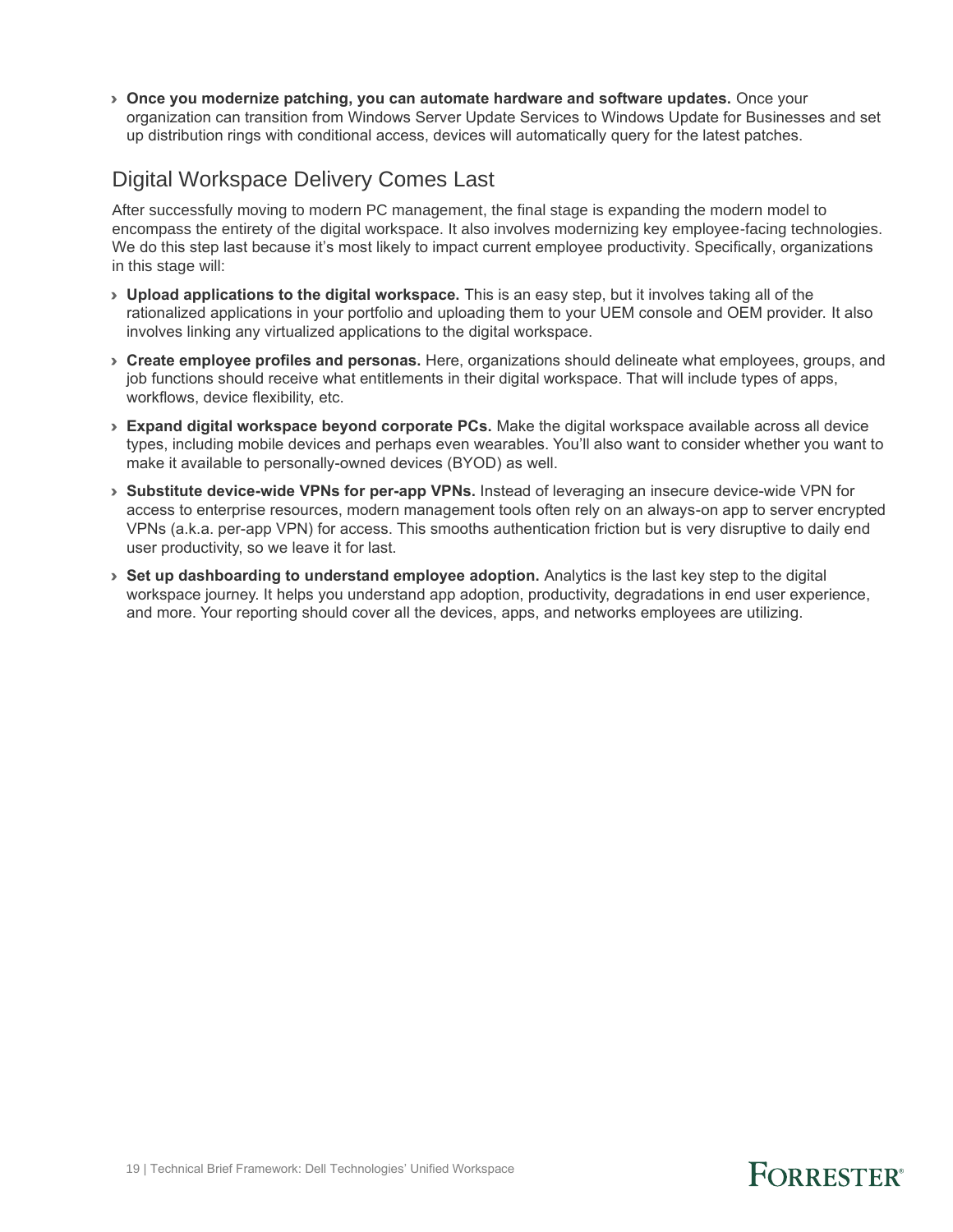- **Once you modernize patching, you can automate hardware and software updates.** Once your organization can transition from Windows Server Update Services to Windows Update for Businesses and set up distribution rings with conditional access, devices will automatically query for the latest patches.

## Digital Workspace Delivery Comes Last

After successfully moving to modern PC management, the final stage is expanding the modern model to encompass the entirety of the digital workspace. It also involves modernizing key employee-facing technologies. We do this step last because it's most likely to impact current employee productivity. Specifically, organizations in this stage will:

- **Upload applications to the digital workspace.** This is an easy step, but it involves taking all of the rationalized applications in your portfolio and uploading them to your UEM console and OEM provider. It also involves linking any virtualized applications to the digital workspace.
- **Create employee profiles and personas.** Here, organizations should delineate what employees, groups, and job functions should receive what entitlements in their digital workspace. That will include types of apps, workflows, device flexibility, etc.
- **Expand digital workspace beyond corporate PCs.** Make the digital workspace available across all device types, including mobile devices and perhaps even wearables. You'll also want to consider whether you want to make it available to personally-owned devices (BYOD) as well.
- **Substitute device-wide VPNs for per-app VPNs.** Instead of leveraging an insecure device-wide VPN for access to enterprise resources, modern management tools often rely on an always-on app to server encrypted VPNs (a.k.a. per-app VPN) for access. This smooths authentication friction but is very disruptive to daily end user productivity, so we leave it for last.
- **Set up dashboarding to understand employee adoption.** Analytics is the last key step to the digital workspace journey. It helps you understand app adoption, productivity, degradations in end user experience, and more. Your reporting should cover all the devices, apps, and networks employees are utilizing.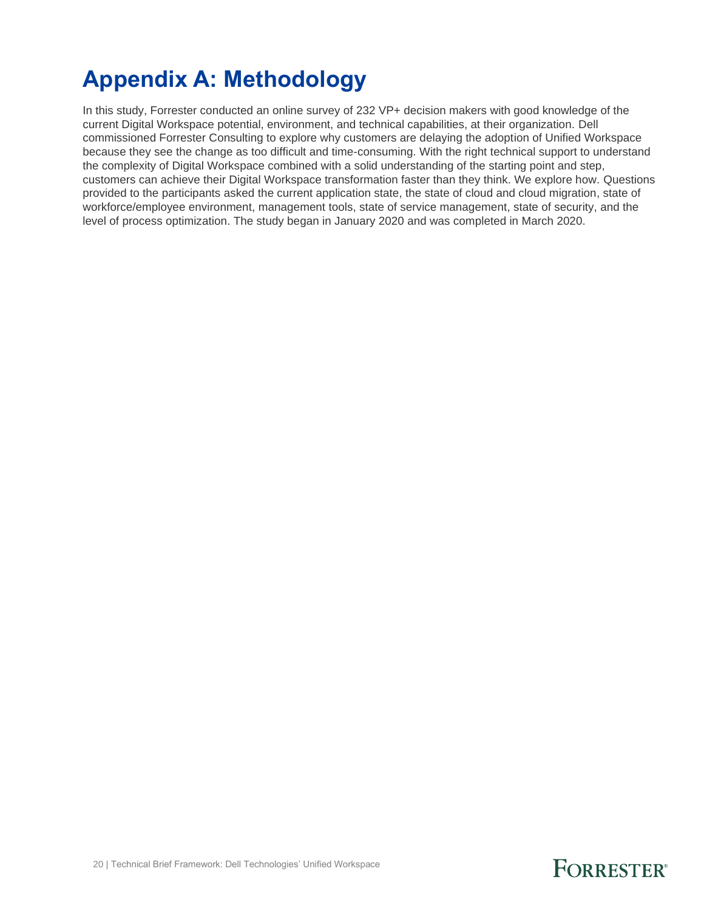# Appendix A: Methodology

In this study, Forrester conducted an online survey of 232 VP+ decision makers with good knowledge of the current Digital Workspace potential, environment, and technical capabilities, at their organization. Dell commissioned Forrester Consulting to explore why customers are delaying the adoption of Unified Workspace because they see the change as too difficult and time-consuming. With the right technical support to understand the complexity of Digital Workspace combined with a solid understanding of the starting point and step, customers can achieve their Digital Workspace transformation faster than they think. We explore how. Questions provided to the participants asked the current application state, the state of cloud and cloud migration, state of workforce/employee environment, management tools, state of service management, state of security, and the level of process optimization. The study began in January 2020 and was completed in March 2020.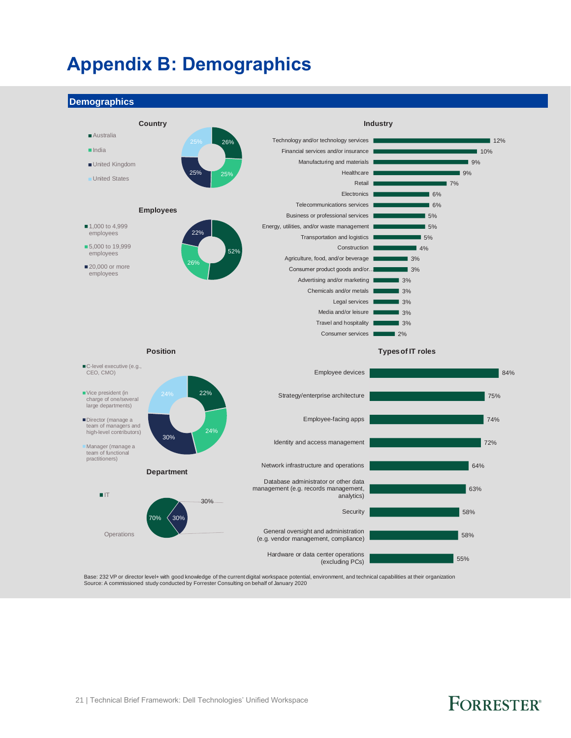# Appendix B: Demographics

## Demographics

**Country**

Australia
India
United Kingdom
United States

25%
26%
25%
25%

**Employees**

1,000 to 4,999 employees
5,000 to 19,999 employees
20,000 or more employees

22%
52%
26%

**Industry**

Technology and/or technology services 12%
Financial services and/or insurance 10%
Manufacturing and materials 9%
Healthcare 9%
Retail 7%
Electronics 6%
Telecommunications services 6%
Business or professional services 5%
Energy, utilities, and/or waste management 5%
Transportation and logistics 5%
Construction 4%
Agriculture, food, and/or beverage 3%
Consumer product goods and/or... 3%
Advertising and/or marketing 3%
Chemicals and/or metals 3%
Legal services 3%
Media and/or leisure 3%
Travel and hospitality 3%
Consumer services 2%

**Position**

C-level executive (e.g., CEO, CMO)
Vice president (in charge of one/several large departments)
Director (manage a team of managers and high-level contributors)
Manager (manage a team of functional practitioners)

24%
22%
24%
30%

**Department**

IT
Operations

30%
70%
30%

**Types of IT roles**

Employee devices 84%
Strategy/enterprise architecture 75%
Employee-facing apps 74%
Identity and access management 72%
Network infrastructure and operations 64%
Database administrator or other data management (e.g. records management, analytics) 63%
Security 58%
General oversight and administration (e.g. vendor management, compliance) 58%
Hardware or data center operations (excluding PCs) 55%

Base: 232 VP or director level+ with good knowledge of the current digital workspace potential, environment, and technical capabilities at their organization
Source: A commissioned study conducted by Forrester Consulting on behalf of January 2020